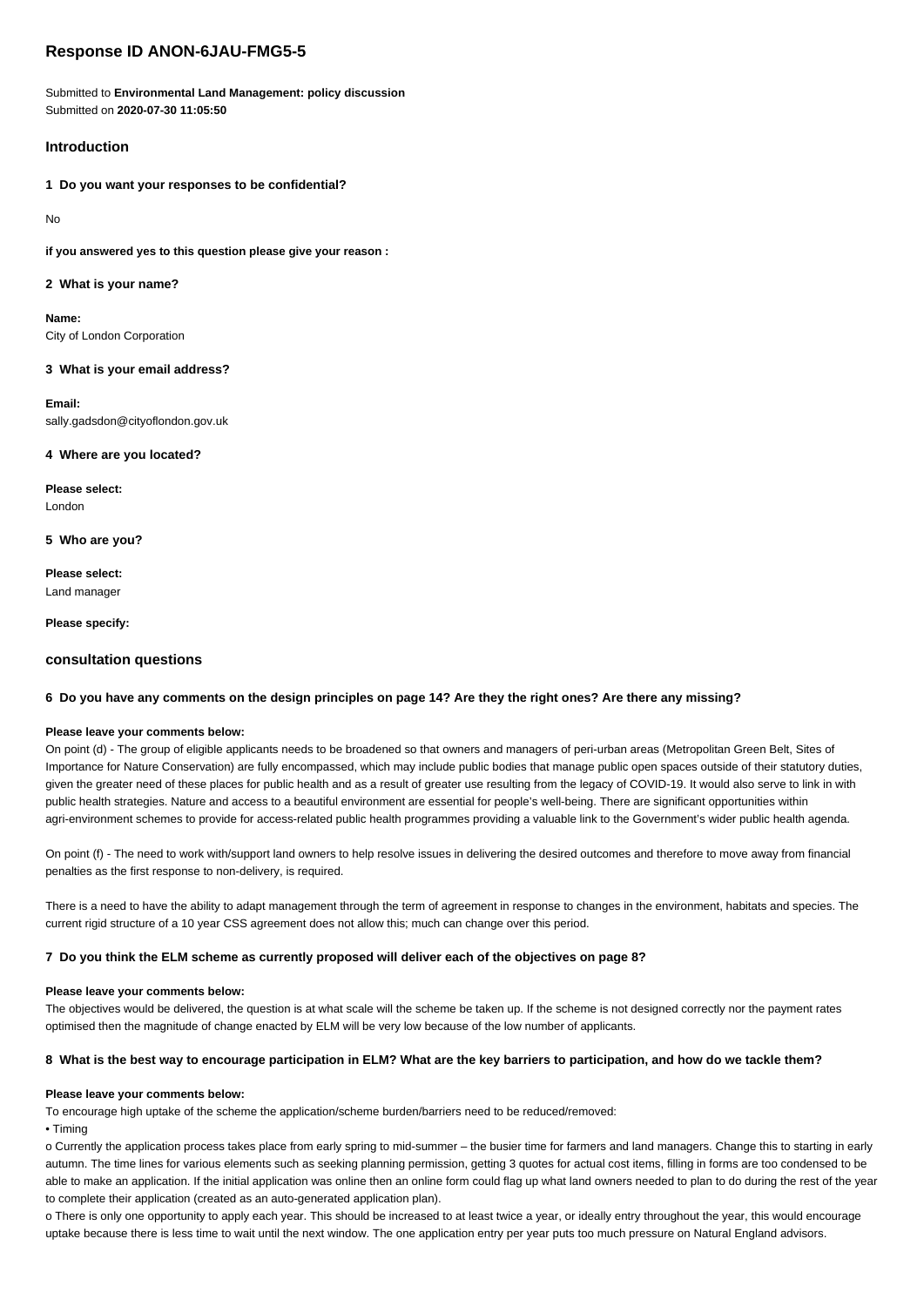# Response ID ANON-6JAU-FMG5-5

Submitted to **Environmental Land Management: policy discussion**
Submitted on **2020-07-30 11:05:50**

## Introduction

### 1 Do you want your responses to be confidential?

No

**if you answered yes to this question please give your reason :**

### 2 What is your name?

**Name:**
City of London Corporation

### 3 What is your email address?

**Email:**
sally.gadsdon@cityoflondon.gov.uk

### 4 Where are you located?

**Please select:**
London

### 5 Who are you?

**Please select:**
Land manager

**Please specify:**

## consultation questions

### 6 Do you have any comments on the design principles on page 14? Are they the right ones? Are there any missing?

**Please leave your comments below:**

On point (d) - The group of eligible applicants needs to be broadened so that owners and managers of peri-urban areas (Metropolitan Green Belt, Sites of Importance for Nature Conservation) are fully encompassed, which may include public bodies that manage public open spaces outside of their statutory duties, given the greater need of these places for public health and as a result of greater use resulting from the legacy of COVID-19. It would also serve to link in with public health strategies. Nature and access to a beautiful environment are essential for people's well-being. There are significant opportunities within agri-environment schemes to provide for access-related public health programmes providing a valuable link to the Government's wider public health agenda.

On point (f) - The need to work with/support land owners to help resolve issues in delivering the desired outcomes and therefore to move away from financial penalties as the first response to non-delivery, is required.

There is a need to have the ability to adapt management through the term of agreement in response to changes in the environment, habitats and species. The current rigid structure of a 10 year CSS agreement does not allow this; much can change over this period.

### 7 Do you think the ELM scheme as currently proposed will deliver each of the objectives on page 8?

**Please leave your comments below:**

The objectives would be delivered, the question is at what scale will the scheme be taken up. If the scheme is not designed correctly nor the payment rates optimised then the magnitude of change enacted by ELM will be very low because of the low number of applicants.

### 8 What is the best way to encourage participation in ELM? What are the key barriers to participation, and how do we tackle them?

**Please leave your comments below:**

To encourage high uptake of the scheme the application/scheme burden/barriers need to be reduced/removed:

- Timing
  - o Currently the application process takes place from early spring to mid-summer – the busier time for farmers and land managers. Change this to starting in early autumn. The time lines for various elements such as seeking planning permission, getting 3 quotes for actual cost items, filling in forms are too condensed to be able to make an application. If the initial application was online then an online form could flag up what land owners needed to plan to do during the rest of the year to complete their application (created as an auto-generated application plan).
  - o There is only one opportunity to apply each year. This should be increased to at least twice a year, or ideally entry throughout the year, this would encourage uptake because there is less time to wait until the next window. The one application entry per year puts too much pressure on Natural England advisors.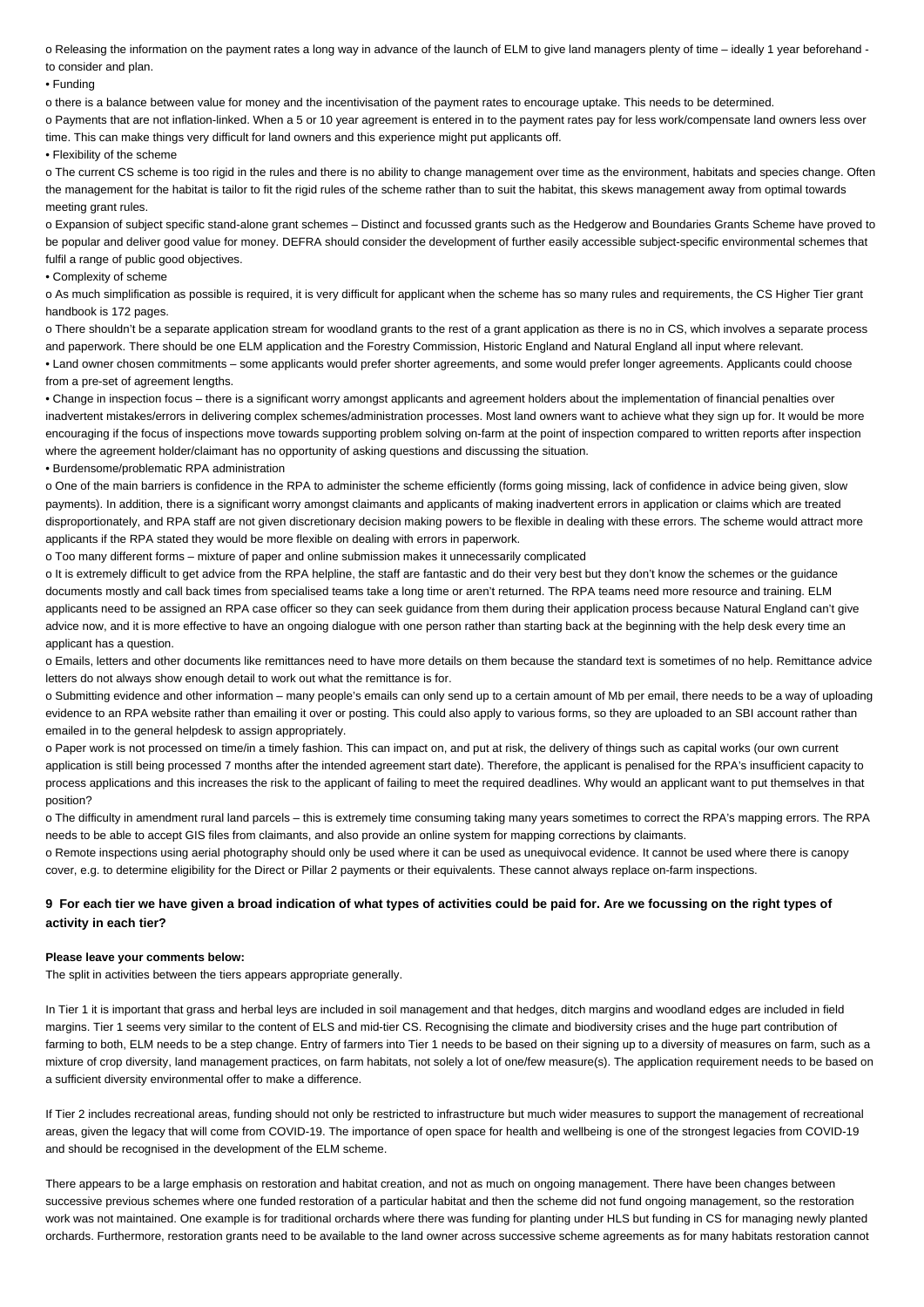o Releasing the information on the payment rates a long way in advance of the launch of ELM to give land managers plenty of time – ideally 1 year beforehand - to consider and plan.

- Funding

o there is a balance between value for money and the incentivisation of the payment rates to encourage uptake. This needs to be determined.

o Payments that are not inflation-linked. When a 5 or 10 year agreement is entered in to the payment rates pay for less work/compensate land owners less over time. This can make things very difficult for land owners and this experience might put applicants off.

- Flexibility of the scheme

o The current CS scheme is too rigid in the rules and there is no ability to change management over time as the environment, habitats and species change. Often the management for the habitat is tailor to fit the rigid rules of the scheme rather than to suit the habitat, this skews management away from optimal towards meeting grant rules.

o Expansion of subject specific stand-alone grant schemes – Distinct and focussed grants such as the Hedgerow and Boundaries Grants Scheme have proved to be popular and deliver good value for money. DEFRA should consider the development of further easily accessible subject-specific environmental schemes that fulfil a range of public good objectives.

- Complexity of scheme

o As much simplification as possible is required, it is very difficult for applicant when the scheme has so many rules and requirements, the CS Higher Tier grant handbook is 172 pages.

o There shouldn't be a separate application stream for woodland grants to the rest of a grant application as there is no in CS, which involves a separate process and paperwork. There should be one ELM application and the Forestry Commission, Historic England and Natural England all input where relevant.

- Land owner chosen commitments – some applicants would prefer shorter agreements, and some would prefer longer agreements. Applicants could choose from a pre-set of agreement lengths.
- Change in inspection focus – there is a significant worry amongst applicants and agreement holders about the implementation of financial penalties over inadvertent mistakes/errors in delivering complex schemes/administration processes. Most land owners want to achieve what they sign up for. It would be more encouraging if the focus of inspections move towards supporting problem solving on-farm at the point of inspection compared to written reports after inspection where the agreement holder/claimant has no opportunity of asking questions and discussing the situation.
- Burdensome/problematic RPA administration

o One of the main barriers is confidence in the RPA to administer the scheme efficiently (forms going missing, lack of confidence in advice being given, slow payments). In addition, there is a significant worry amongst claimants and applicants of making inadvertent errors in application or claims which are treated disproportionately, and RPA staff are not given discretionary decision making powers to be flexible in dealing with these errors. The scheme would attract more applicants if the RPA stated they would be more flexible on dealing with errors in paperwork.

o Too many different forms – mixture of paper and online submission makes it unnecessarily complicated

o It is extremely difficult to get advice from the RPA helpline, the staff are fantastic and do their very best but they don't know the schemes or the guidance documents mostly and call back times from specialised teams take a long time or aren't returned. The RPA teams need more resource and training. ELM applicants need to be assigned an RPA case officer so they can seek guidance from them during their application process because Natural England can't give advice now, and it is more effective to have an ongoing dialogue with one person rather than starting back at the beginning with the help desk every time an applicant has a question.

o Emails, letters and other documents like remittances need to have more details on them because the standard text is sometimes of no help. Remittance advice letters do not always show enough detail to work out what the remittance is for.

o Submitting evidence and other information – many people's emails can only send up to a certain amount of Mb per email, there needs to be a way of uploading evidence to an RPA website rather than emailing it over or posting. This could also apply to various forms, so they are uploaded to an SBI account rather than emailed in to the general helpdesk to assign appropriately.

o Paper work is not processed on time/in a timely fashion. This can impact on, and put at risk, the delivery of things such as capital works (our own current application is still being processed 7 months after the intended agreement start date). Therefore, the applicant is penalised for the RPA's insufficient capacity to process applications and this increases the risk to the applicant of failing to meet the required deadlines. Why would an applicant want to put themselves in that position?

o The difficulty in amendment rural land parcels – this is extremely time consuming taking many years sometimes to correct the RPA's mapping errors. The RPA needs to be able to accept GIS files from claimants, and also provide an online system for mapping corrections by claimants.

o Remote inspections using aerial photography should only be used where it can be used as unequivocal evidence. It cannot be used where there is canopy cover, e.g. to determine eligibility for the Direct or Pillar 2 payments or their equivalents. These cannot always replace on-farm inspections.

### 9 For each tier we have given a broad indication of what types of activities could be paid for. Are we focussing on the right types of activity in each tier?

**Please leave your comments below:**

The split in activities between the tiers appears appropriate generally.

In Tier 1 it is important that grass and herbal leys are included in soil management and that hedges, ditch margins and woodland edges are included in field margins. Tier 1 seems very similar to the content of ELS and mid-tier CS. Recognising the climate and biodiversity crises and the huge part contribution of farming to both, ELM needs to be a step change. Entry of farmers into Tier 1 needs to be based on their signing up to a diversity of measures on farm, such as a mixture of crop diversity, land management practices, on farm habitats, not solely a lot of one/few measure(s). The application requirement needs to be based on a sufficient diversity environmental offer to make a difference.

If Tier 2 includes recreational areas, funding should not only be restricted to infrastructure but much wider measures to support the management of recreational areas, given the legacy that will come from COVID-19. The importance of open space for health and wellbeing is one of the strongest legacies from COVID-19 and should be recognised in the development of the ELM scheme.

There appears to be a large emphasis on restoration and habitat creation, and not as much on ongoing management. There have been changes between successive previous schemes where one funded restoration of a particular habitat and then the scheme did not fund ongoing management, so the restoration work was not maintained. One example is for traditional orchards where there was funding for planting under HLS but funding in CS for managing newly planted orchards. Furthermore, restoration grants need to be available to the land owner across successive scheme agreements as for many habitats restoration cannot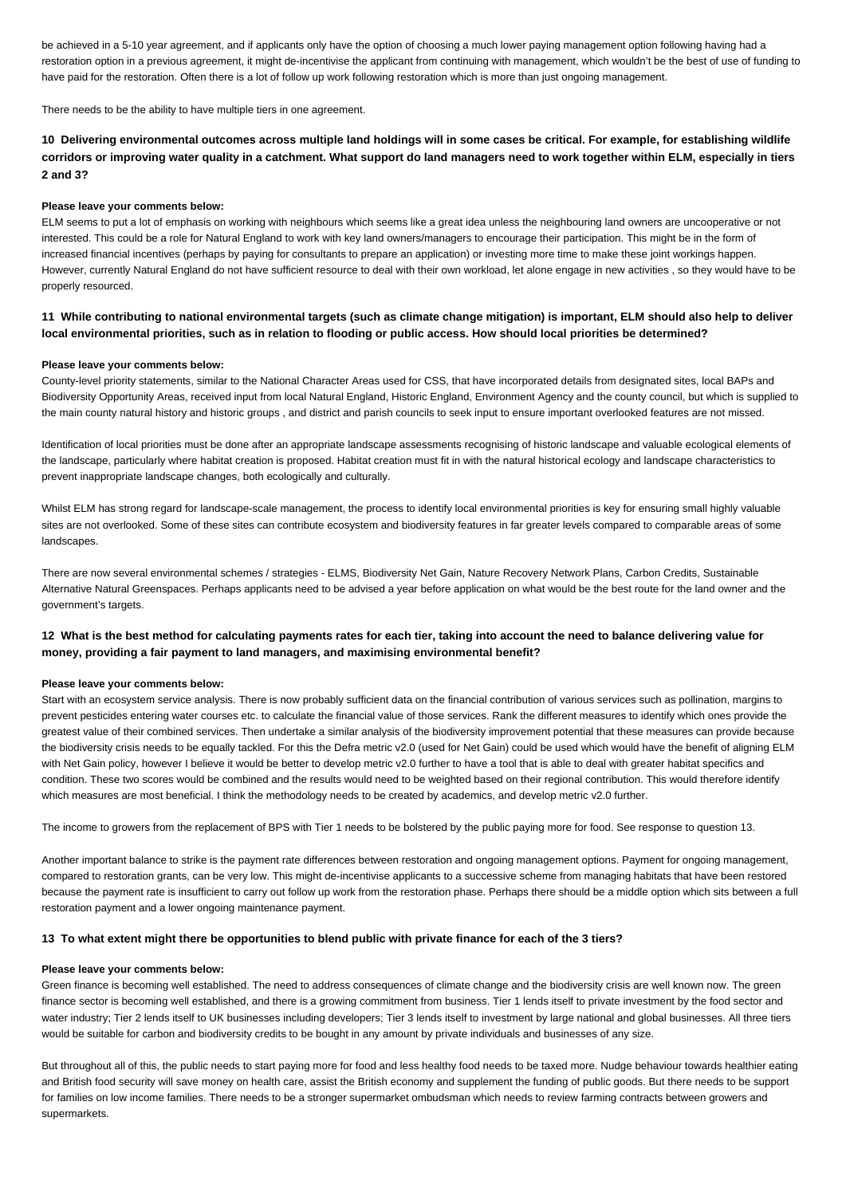be achieved in a 5-10 year agreement, and if applicants only have the option of choosing a much lower paying management option following having had a restoration option in a previous agreement, it might de-incentivise the applicant from continuing with management, which wouldn't be the best of use of funding to have paid for the restoration. Often there is a lot of follow up work following restoration which is more than just ongoing management.

There needs to be the ability to have multiple tiers in one agreement.

### 10 Delivering environmental outcomes across multiple land holdings will in some cases be critical. For example, for establishing wildlife corridors or improving water quality in a catchment. What support do land managers need to work together within ELM, especially in tiers 2 and 3?

**Please leave your comments below:**

ELM seems to put a lot of emphasis on working with neighbours which seems like a great idea unless the neighbouring land owners are uncooperative or not interested. This could be a role for Natural England to work with key land owners/managers to encourage their participation. This might be in the form of increased financial incentives (perhaps by paying for consultants to prepare an application) or investing more time to make these joint workings happen. However, currently Natural England do not have sufficient resource to deal with their own workload, let alone engage in new activities , so they would have to be properly resourced.

### 11 While contributing to national environmental targets (such as climate change mitigation) is important, ELM should also help to deliver local environmental priorities, such as in relation to flooding or public access. How should local priorities be determined?

**Please leave your comments below:**

County-level priority statements, similar to the National Character Areas used for CSS, that have incorporated details from designated sites, local BAPs and Biodiversity Opportunity Areas, received input from local Natural England, Historic England, Environment Agency and the county council, but which is supplied to the main county natural history and historic groups , and district and parish councils to seek input to ensure important overlooked features are not missed.

Identification of local priorities must be done after an appropriate landscape assessments recognising of historic landscape and valuable ecological elements of the landscape, particularly where habitat creation is proposed. Habitat creation must fit in with the natural historical ecology and landscape characteristics to prevent inappropriate landscape changes, both ecologically and culturally.

Whilst ELM has strong regard for landscape-scale management, the process to identify local environmental priorities is key for ensuring small highly valuable sites are not overlooked. Some of these sites can contribute ecosystem and biodiversity features in far greater levels compared to comparable areas of some landscapes.

There are now several environmental schemes / strategies - ELMS, Biodiversity Net Gain, Nature Recovery Network Plans, Carbon Credits, Sustainable Alternative Natural Greenspaces. Perhaps applicants need to be advised a year before application on what would be the best route for the land owner and the government's targets.

### 12 What is the best method for calculating payments rates for each tier, taking into account the need to balance delivering value for money, providing a fair payment to land managers, and maximising environmental benefit?

**Please leave your comments below:**

Start with an ecosystem service analysis. There is now probably sufficient data on the financial contribution of various services such as pollination, margins to prevent pesticides entering water courses etc. to calculate the financial value of those services. Rank the different measures to identify which ones provide the greatest value of their combined services. Then undertake a similar analysis of the biodiversity improvement potential that these measures can provide because the biodiversity crisis needs to be equally tackled. For this the Defra metric v2.0 (used for Net Gain) could be used which would have the benefit of aligning ELM with Net Gain policy, however I believe it would be better to develop metric v2.0 further to have a tool that is able to deal with greater habitat specifics and condition. These two scores would be combined and the results would need to be weighted based on their regional contribution. This would therefore identify which measures are most beneficial. I think the methodology needs to be created by academics, and develop metric v2.0 further.

The income to growers from the replacement of BPS with Tier 1 needs to be bolstered by the public paying more for food. See response to question 13.

Another important balance to strike is the payment rate differences between restoration and ongoing management options. Payment for ongoing management, compared to restoration grants, can be very low. This might de-incentivise applicants to a successive scheme from managing habitats that have been restored because the payment rate is insufficient to carry out follow up work from the restoration phase. Perhaps there should be a middle option which sits between a full restoration payment and a lower ongoing maintenance payment.

### 13 To what extent might there be opportunities to blend public with private finance for each of the 3 tiers?

**Please leave your comments below:**

Green finance is becoming well established. The need to address consequences of climate change and the biodiversity crisis are well known now. The green finance sector is becoming well established, and there is a growing commitment from business. Tier 1 lends itself to private investment by the food sector and water industry; Tier 2 lends itself to UK businesses including developers; Tier 3 lends itself to investment by large national and global businesses. All three tiers would be suitable for carbon and biodiversity credits to be bought in any amount by private individuals and businesses of any size.

But throughout all of this, the public needs to start paying more for food and less healthy food needs to be taxed more. Nudge behaviour towards healthier eating and British food security will save money on health care, assist the British economy and supplement the funding of public goods. But there needs to be support for families on low income families. There needs to be a stronger supermarket ombudsman which needs to review farming contracts between growers and supermarkets.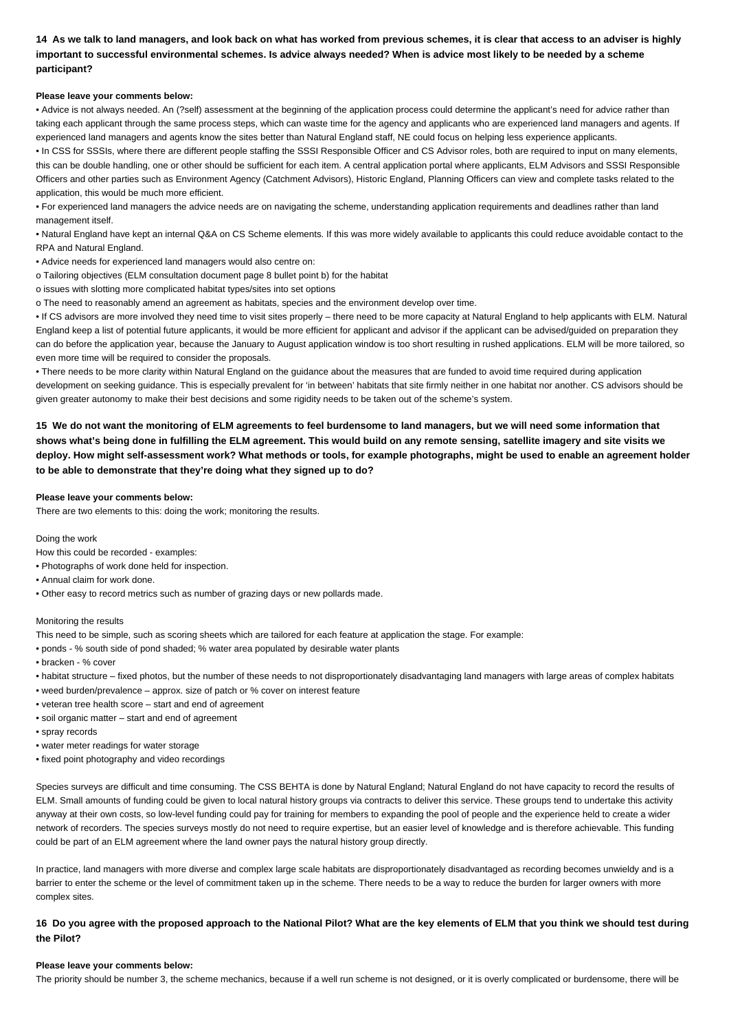**14 As we talk to land managers, and look back on what has worked from previous schemes, it is clear that access to an adviser is highly important to successful environmental schemes. Is advice always needed? When is advice most likely to be needed by a scheme participant?**

**Please leave your comments below:**

• Advice is not always needed. An (?self) assessment at the beginning of the application process could determine the applicant's need for advice rather than taking each applicant through the same process steps, which can waste time for the agency and applicants who are experienced land managers and agents. If experienced land managers and agents know the sites better than Natural England staff, NE could focus on helping less experience applicants.

• In CSS for SSSIs, where there are different people staffing the SSSI Responsible Officer and CS Advisor roles, both are required to input on many elements, this can be double handling, one or other should be sufficient for each item. A central application portal where applicants, ELM Advisors and SSSI Responsible Officers and other parties such as Environment Agency (Catchment Advisors), Historic England, Planning Officers can view and complete tasks related to the application, this would be much more efficient.

• For experienced land managers the advice needs are on navigating the scheme, understanding application requirements and deadlines rather than land management itself.

• Natural England have kept an internal Q&A on CS Scheme elements. If this was more widely available to applicants this could reduce avoidable contact to the RPA and Natural England.

• Advice needs for experienced land managers would also centre on:

o Tailoring objectives (ELM consultation document page 8 bullet point b) for the habitat

o issues with slotting more complicated habitat types/sites into set options

o The need to reasonably amend an agreement as habitats, species and the environment develop over time.

• If CS advisors are more involved they need time to visit sites properly – there need to be more capacity at Natural England to help applicants with ELM. Natural England keep a list of potential future applicants, it would be more efficient for applicant and advisor if the applicant can be advised/guided on preparation they can do before the application year, because the January to August application window is too short resulting in rushed applications. ELM will be more tailored, so even more time will be required to consider the proposals.

• There needs to be more clarity within Natural England on the guidance about the measures that are funded to avoid time required during application development on seeking guidance. This is especially prevalent for 'in between' habitats that site firmly neither in one habitat nor another. CS advisors should be given greater autonomy to make their best decisions and some rigidity needs to be taken out of the scheme's system.

**15 We do not want the monitoring of ELM agreements to feel burdensome to land managers, but we will need some information that shows what's being done in fulfilling the ELM agreement. This would build on any remote sensing, satellite imagery and site visits we deploy. How might self-assessment work? What methods or tools, for example photographs, might be used to enable an agreement holder to be able to demonstrate that they're doing what they signed up to do?**

**Please leave your comments below:**

There are two elements to this: doing the work; monitoring the results.

Doing the work

How this could be recorded - examples:

• Photographs of work done held for inspection.
• Annual claim for work done.
• Other easy to record metrics such as number of grazing days or new pollards made.

Monitoring the results

This need to be simple, such as scoring sheets which are tailored for each feature at application the stage. For example:

• ponds - % south side of pond shaded; % water area populated by desirable water plants
• bracken - % cover
• habitat structure – fixed photos, but the number of these needs to not disproportionately disadvantaging land managers with large areas of complex habitats
• weed burden/prevalence – approx. size of patch or % cover on interest feature
• veteran tree health score – start and end of agreement
• soil organic matter – start and end of agreement
• spray records
• water meter readings for water storage
• fixed point photography and video recordings

Species surveys are difficult and time consuming. The CSS BEHTA is done by Natural England; Natural England do not have capacity to record the results of ELM. Small amounts of funding could be given to local natural history groups via contracts to deliver this service. These groups tend to undertake this activity anyway at their own costs, so low-level funding could pay for training for members to expanding the pool of people and the experience held to create a wider network of recorders. The species surveys mostly do not need to require expertise, but an easier level of knowledge and is therefore achievable. This funding could be part of an ELM agreement where the land owner pays the natural history group directly.

In practice, land managers with more diverse and complex large scale habitats are disproportionately disadvantaged as recording becomes unwieldy and is a barrier to enter the scheme or the level of commitment taken up in the scheme. There needs to be a way to reduce the burden for larger owners with more complex sites.

**16 Do you agree with the proposed approach to the National Pilot? What are the key elements of ELM that you think we should test during the Pilot?**

**Please leave your comments below:**

The priority should be number 3, the scheme mechanics, because if a well run scheme is not designed, or it is overly complicated or burdensome, there will be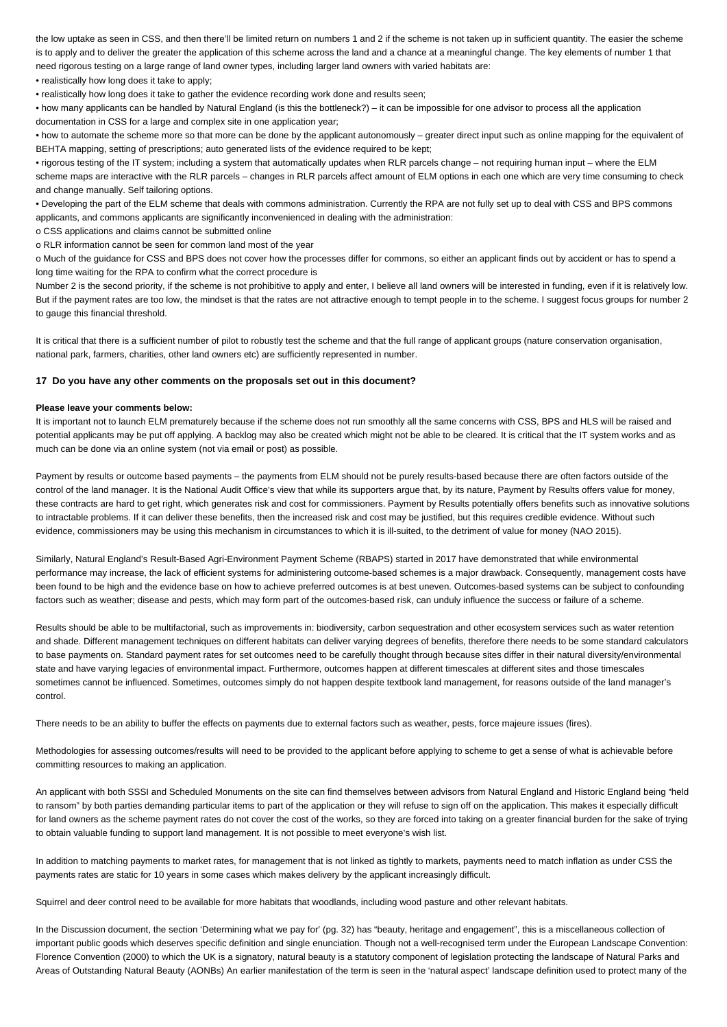the low uptake as seen in CSS, and then there'll be limited return on numbers 1 and 2 if the scheme is not taken up in sufficient quantity. The easier the scheme is to apply and to deliver the greater the application of this scheme across the land and a chance at a meaningful change. The key elements of number 1 that need rigorous testing on a large range of land owner types, including larger land owners with varied habitats are:

• realistically how long does it take to apply;

• realistically how long does it take to gather the evidence recording work done and results seen;

• how many applicants can be handled by Natural England (is this the bottleneck?) – it can be impossible for one advisor to process all the application documentation in CSS for a large and complex site in one application year;

• how to automate the scheme more so that more can be done by the applicant autonomously – greater direct input such as online mapping for the equivalent of BEHTA mapping, setting of prescriptions; auto generated lists of the evidence required to be kept;

• rigorous testing of the IT system; including a system that automatically updates when RLR parcels change – not requiring human input – where the ELM scheme maps are interactive with the RLR parcels – changes in RLR parcels affect amount of ELM options in each one which are very time consuming to check and change manually. Self tailoring options.

• Developing the part of the ELM scheme that deals with commons administration. Currently the RPA are not fully set up to deal with CSS and BPS commons applicants, and commons applicants are significantly inconvenienced in dealing with the administration:

o CSS applications and claims cannot be submitted online

o RLR information cannot be seen for common land most of the year

o Much of the guidance for CSS and BPS does not cover how the processes differ for commons, so either an applicant finds out by accident or has to spend a long time waiting for the RPA to confirm what the correct procedure is

Number 2 is the second priority, if the scheme is not prohibitive to apply and enter, I believe all land owners will be interested in funding, even if it is relatively low. But if the payment rates are too low, the mindset is that the rates are not attractive enough to tempt people in to the scheme. I suggest focus groups for number 2 to gauge this financial threshold.

It is critical that there is a sufficient number of pilot to robustly test the scheme and that the full range of applicant groups (nature conservation organisation, national park, farmers, charities, other land owners etc) are sufficiently represented in number.

**17 Do you have any other comments on the proposals set out in this document?**

**Please leave your comments below:**

It is important not to launch ELM prematurely because if the scheme does not run smoothly all the same concerns with CSS, BPS and HLS will be raised and potential applicants may be put off applying. A backlog may also be created which might not be able to be cleared. It is critical that the IT system works and as much can be done via an online system (not via email or post) as possible.

Payment by results or outcome based payments – the payments from ELM should not be purely results-based because there are often factors outside of the control of the land manager. It is the National Audit Office's view that while its supporters argue that, by its nature, Payment by Results offers value for money, these contracts are hard to get right, which generates risk and cost for commissioners. Payment by Results potentially offers benefits such as innovative solutions to intractable problems. If it can deliver these benefits, then the increased risk and cost may be justified, but this requires credible evidence. Without such evidence, commissioners may be using this mechanism in circumstances to which it is ill-suited, to the detriment of value for money (NAO 2015).

Similarly, Natural England's Result-Based Agri-Environment Payment Scheme (RBAPS) started in 2017 have demonstrated that while environmental performance may increase, the lack of efficient systems for administering outcome-based schemes is a major drawback. Consequently, management costs have been found to be high and the evidence base on how to achieve preferred outcomes is at best uneven. Outcomes-based systems can be subject to confounding factors such as weather; disease and pests, which may form part of the outcomes-based risk, can unduly influence the success or failure of a scheme.

Results should be able to be multifactorial, such as improvements in: biodiversity, carbon sequestration and other ecosystem services such as water retention and shade. Different management techniques on different habitats can deliver varying degrees of benefits, therefore there needs to be some standard calculators to base payments on. Standard payment rates for set outcomes need to be carefully thought through because sites differ in their natural diversity/environmental state and have varying legacies of environmental impact. Furthermore, outcomes happen at different timescales at different sites and those timescales sometimes cannot be influenced. Sometimes, outcomes simply do not happen despite textbook land management, for reasons outside of the land manager's control.

There needs to be an ability to buffer the effects on payments due to external factors such as weather, pests, force majeure issues (fires).

Methodologies for assessing outcomes/results will need to be provided to the applicant before applying to scheme to get a sense of what is achievable before committing resources to making an application.

An applicant with both SSSI and Scheduled Monuments on the site can find themselves between advisors from Natural England and Historic England being "held to ransom" by both parties demanding particular items to part of the application or they will refuse to sign off on the application. This makes it especially difficult for land owners as the scheme payment rates do not cover the cost of the works, so they are forced into taking on a greater financial burden for the sake of trying to obtain valuable funding to support land management. It is not possible to meet everyone's wish list.

In addition to matching payments to market rates, for management that is not linked as tightly to markets, payments need to match inflation as under CSS the payments rates are static for 10 years in some cases which makes delivery by the applicant increasingly difficult.

Squirrel and deer control need to be available for more habitats that woodlands, including wood pasture and other relevant habitats.

In the Discussion document, the section 'Determining what we pay for' (pg. 32) has "beauty, heritage and engagement", this is a miscellaneous collection of important public goods which deserves specific definition and single enunciation. Though not a well-recognised term under the European Landscape Convention: Florence Convention (2000) to which the UK is a signatory, natural beauty is a statutory component of legislation protecting the landscape of Natural Parks and Areas of Outstanding Natural Beauty (AONBs) An earlier manifestation of the term is seen in the 'natural aspect' landscape definition used to protect many of the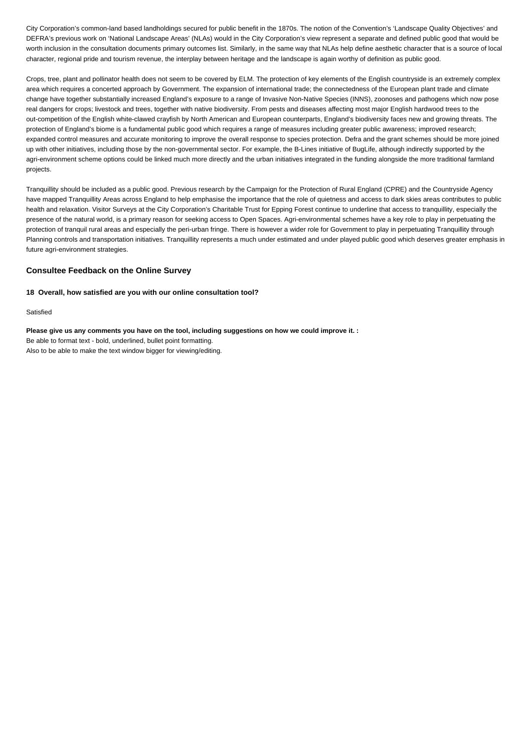City Corporation's common-land based landholdings secured for public benefit in the 1870s. The notion of the Convention's 'Landscape Quality Objectives' and DEFRA's previous work on 'National Landscape Areas' (NLAs) would in the City Corporation's view represent a separate and defined public good that would be worth inclusion in the consultation documents primary outcomes list. Similarly, in the same way that NLAs help define aesthetic character that is a source of local character, regional pride and tourism revenue, the interplay between heritage and the landscape is again worthy of definition as public good.

Crops, tree, plant and pollinator health does not seem to be covered by ELM. The protection of key elements of the English countryside is an extremely complex area which requires a concerted approach by Government. The expansion of international trade; the connectedness of the European plant trade and climate change have together substantially increased England's exposure to a range of Invasive Non-Native Species (INNS), zoonoses and pathogens which now pose real dangers for crops; livestock and trees, together with native biodiversity. From pests and diseases affecting most major English hardwood trees to the out-competition of the English white-clawed crayfish by North American and European counterparts, England's biodiversity faces new and growing threats. The protection of England's biome is a fundamental public good which requires a range of measures including greater public awareness; improved research; expanded control measures and accurate monitoring to improve the overall response to species protection. Defra and the grant schemes should be more joined up with other initiatives, including those by the non-governmental sector. For example, the B-Lines initiative of BugLife, although indirectly supported by the agri-environment scheme options could be linked much more directly and the urban initiatives integrated in the funding alongside the more traditional farmland projects.

Tranquillity should be included as a public good. Previous research by the Campaign for the Protection of Rural England (CPRE) and the Countryside Agency have mapped Tranquillity Areas across England to help emphasise the importance that the role of quietness and access to dark skies areas contributes to public health and relaxation. Visitor Surveys at the City Corporation's Charitable Trust for Epping Forest continue to underline that access to tranquillity, especially the presence of the natural world, is a primary reason for seeking access to Open Spaces. Agri-environmental schemes have a key role to play in perpetuating the protection of tranquil rural areas and especially the peri-urban fringe. There is however a wider role for Government to play in perpetuating Tranquillity through Planning controls and transportation initiatives. Tranquillity represents a much under estimated and under played public good which deserves greater emphasis in future agri-environment strategies.

### Consultee Feedback on the Online Survey

**18 Overall, how satisfied are you with our online consultation tool?**

Satisfied

**Please give us any comments you have on the tool, including suggestions on how we could improve it. :**

Be able to format text - bold, underlined, bullet point formatting.
Also to be able to make the text window bigger for viewing/editing.